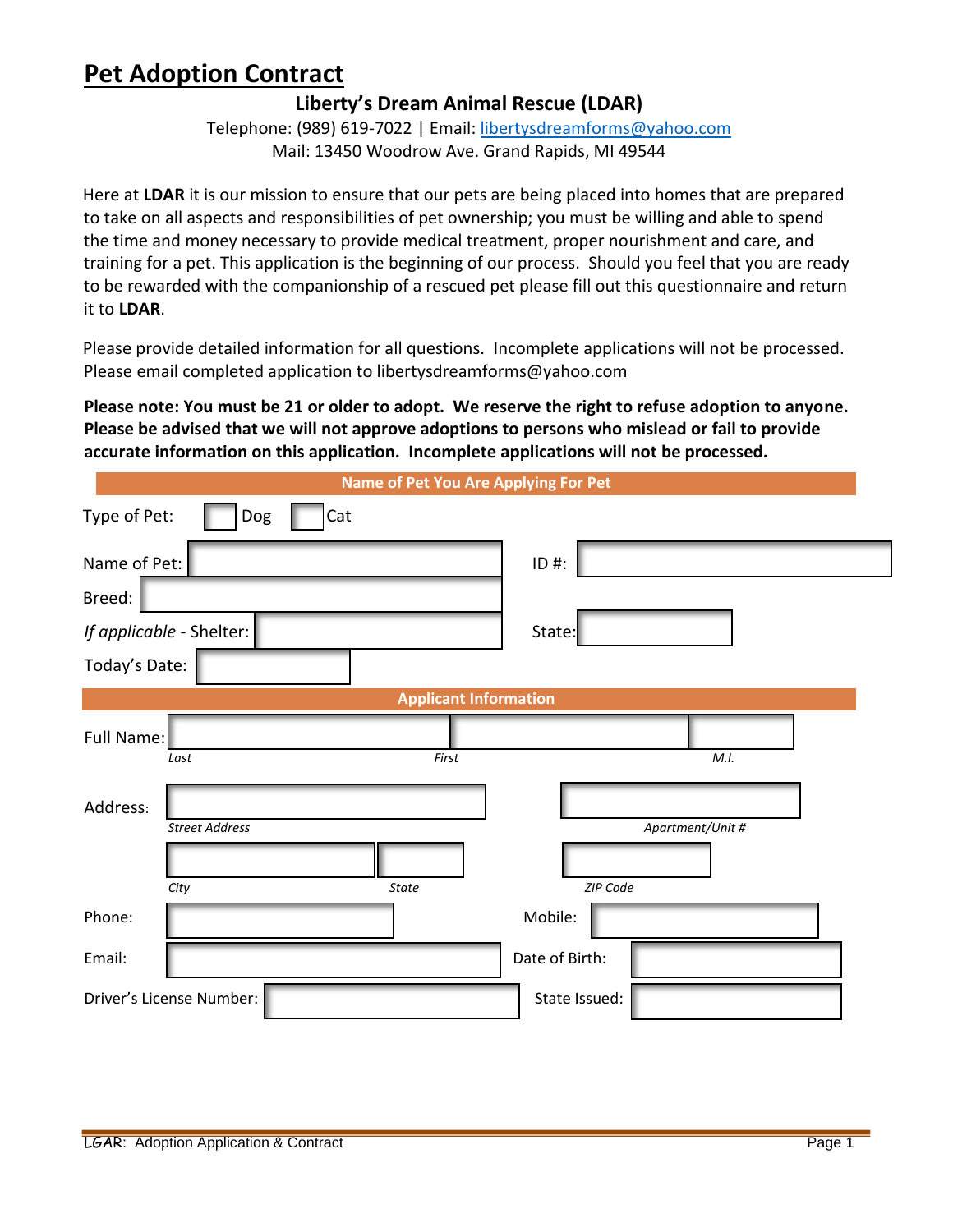# Pet Adoption Contract

**Liberty's Dream Animal Rescue (LDAR)**

Telephone: (989) 619-7022 | Email: libertysdreamforms@yahoo.com

Mail: 13450 Woodrow Ave. Grand Rapids, MI 49544

Here at **LDAR** it is our mission to ensure that our pets are being placed into homes that are prepared to take on all aspects and responsibilities of pet ownership; you must be willing and able to spend the time and money necessary to provide medical treatment, proper nourishment and care, and training for a pet. This application is the beginning of our process. Should you feel that you are ready to be rewarded with the companionship of a rescued pet please fill out this questionnaire and return it to **LDAR**.

Please provide detailed information for all questions. Incomplete applications will not be processed. Please email completed application to libertysdreamforms@yahoo.com

**Please note: You must be 21 or older to adopt. We reserve the right to refuse adoption to anyone. Please be advised that we will not approve adoptions to persons who mislead or fail to provide accurate information on this application. Incomplete applications will not be processed.**

## Name of Pet You Are Applying For Pet

Type of Pet: ☐ Dog ☐ Cat

Name of Pet: ______________ ID #: ______________

Breed: ______________

*If applicable* - Shelter: ______________ State: ______________

Today's Date: ______________

## Applicant Information

Full Name: ______________ ______________ ______________
*Last* *First* *M.I.*

Address: ______________ ______________
*Street Address* *Apartment/Unit #*

______________ ______________ ______________
*City* *State* *ZIP Code*

Phone: ______________ Mobile: ______________

Email: ______________ Date of Birth: ______________

Driver's License Number: ______________ State Issued: ______________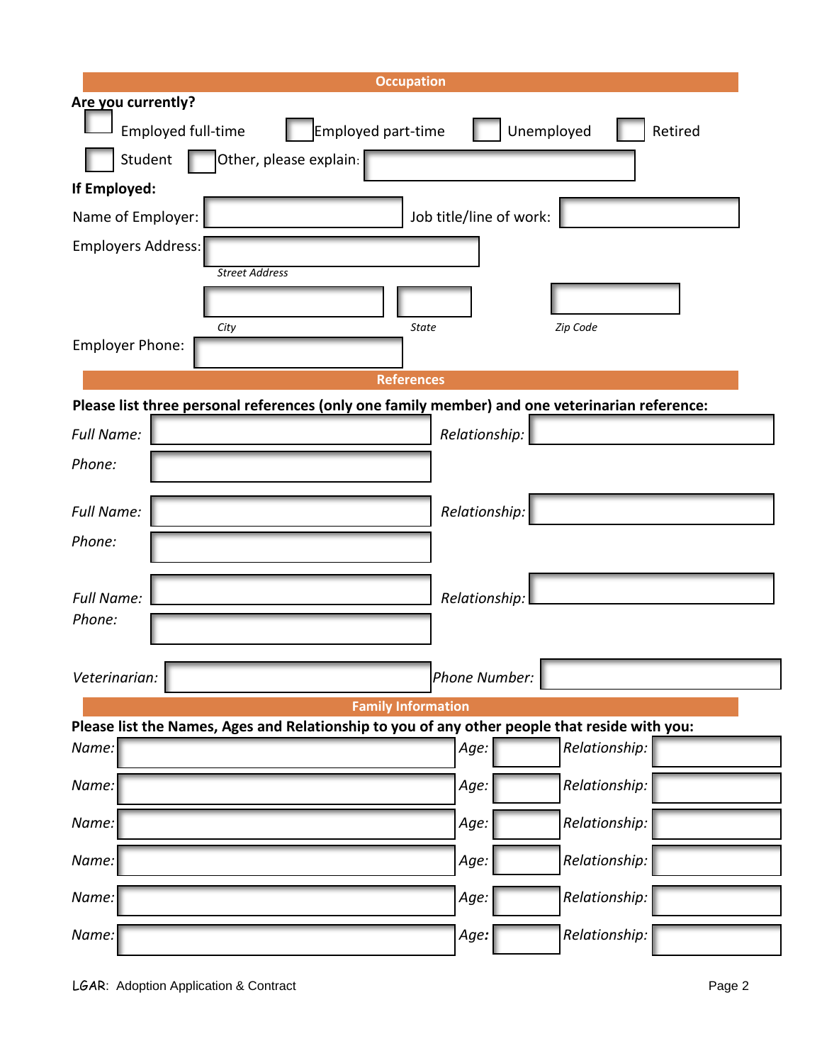## Occupation

**Are you currently?**

☐ Employed full-time ☐ Employed part-time ☐ Unemployed ☐ Retired

☐ Student ☐ Other, please explain: ______________________

**If Employed:**

Name of Employer: ______________________ Job title/line of work: ______________________

Employers Address: ______________________
*Street Address*

______________________ ______________________ ______________________
*City* *State* *Zip Code*

Employer Phone: ______________________

## References

**Please list three personal references (only one family member) and one veterinarian reference:**

*Full Name:* ______________________ *Relationship:* ______________________
*Phone:* ______________________

*Full Name:* ______________________ *Relationship:* ______________________
*Phone:* ______________________

*Full Name:* ______________________ *Relationship:* ______________________
*Phone:* ______________________

*Veterinarian:* ______________________ *Phone Number:* ______________________

## Family Information

**Please list the Names, Ages and Relationship to you of any other people that reside with you:**

| *Name:* | *Age:* | *Relationship:* |
|---|---|---|
| | | |
| | | |
| | | |
| | | |
| | | |
| | | |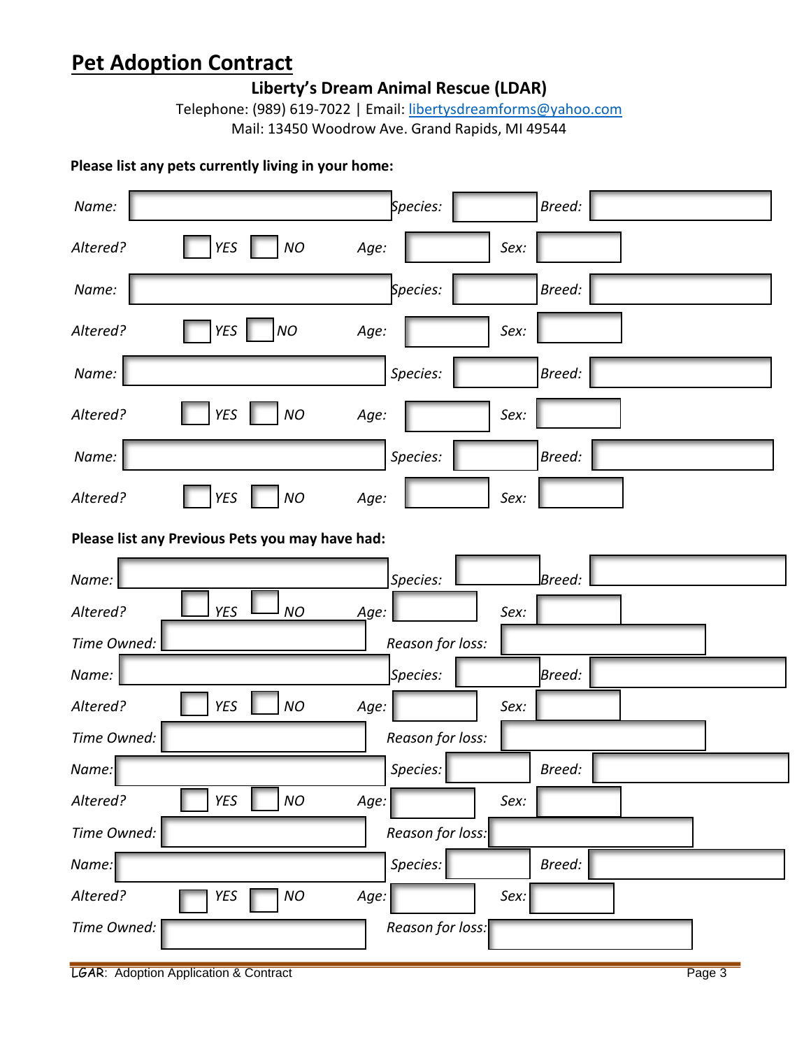# Pet Adoption Contract

**Liberty's Dream Animal Rescue (LDAR)**

Telephone: (989) 619-7022 | Email: libertysdreamforms@yahoo.com

Mail: 13450 Woodrow Ave. Grand Rapids, MI 49544

**Please list any pets currently living in your home:**

*Name:* ______ *Species:* ______ *Breed:* ______

*Altered?* ☐ *YES* ☐ *NO* *Age:* ______ *Sex:* ______

*Name:* ______ *Species:* ______ *Breed:* ______

*Altered?* ☐ *YES* ☐ *NO* *Age:* ______ *Sex:* ______

*Name:* ______ *Species:* ______ *Breed:* ______

*Altered?* ☐ *YES* ☐ *NO* *Age:* ______ *Sex:* ______

*Name:* ______ *Species:* ______ *Breed:* ______

*Altered?* ☐ *YES* ☐ *NO* *Age:* ______ *Sex:* ______

**Please list any Previous Pets you may have had:**

*Name:* ______ *Species:* ______ *Breed:* ______

*Altered?* ☐ *YES* ☐ *NO* *Age:* ______ *Sex:* ______

*Time Owned:* ______ *Reason for loss:* ______

*Name:* ______ *Species:* ______ *Breed:* ______

*Altered?* ☐ *YES* ☐ *NO* *Age:* ______ *Sex:* ______

*Time Owned:* ______ *Reason for loss:* ______

*Name:* ______ *Species:* ______ *Breed:* ______

*Altered?* ☐ *YES* ☐ *NO* *Age:* ______ *Sex:* ______

*Time Owned:* ______ *Reason for loss:* ______

*Name:* ______ *Species:* ______ *Breed:* ______

*Altered?* ☐ *YES* ☐ *NO* *Age:* ______ *Sex:* ______

*Time Owned:* ______ *Reason for loss:* ______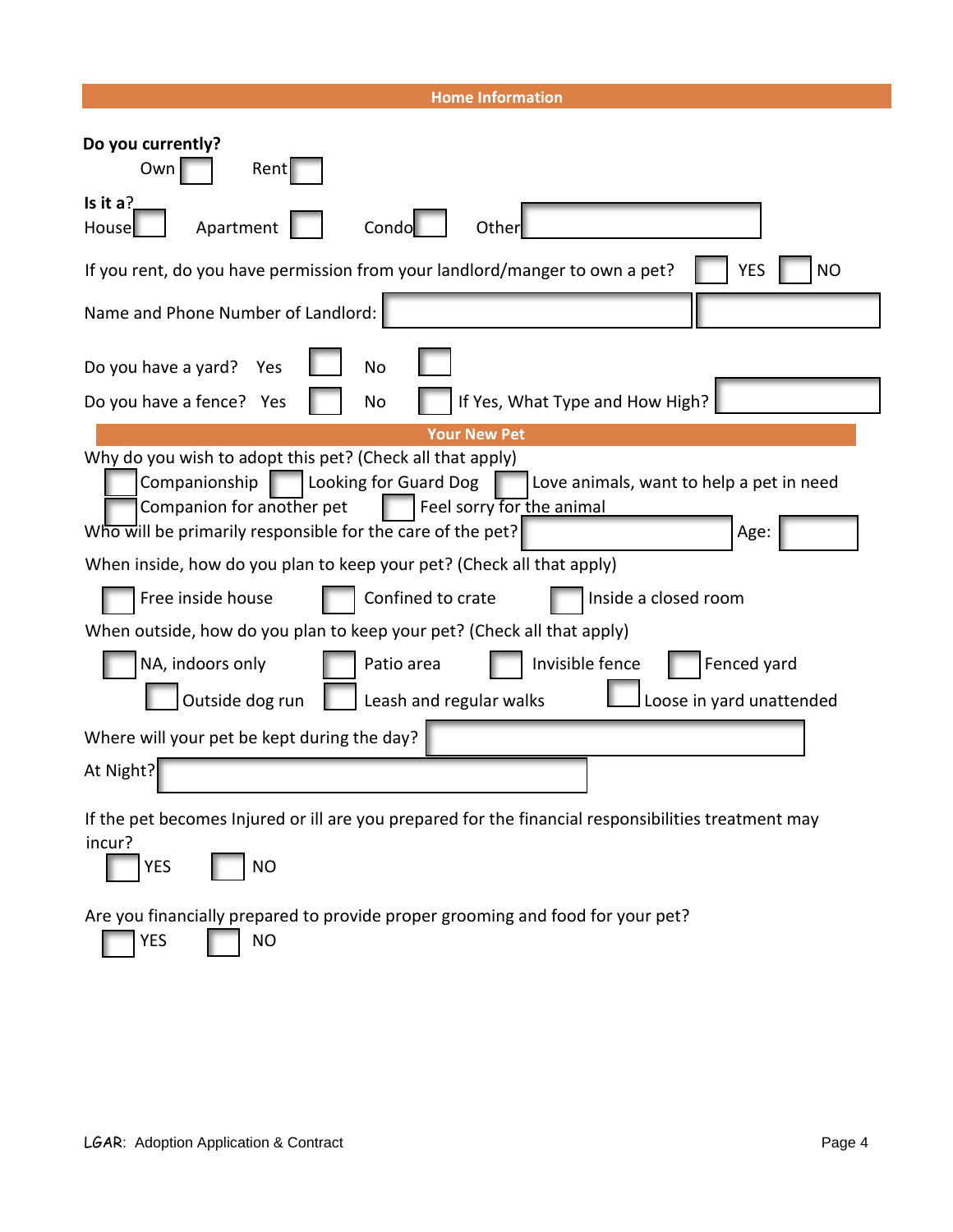## Home Information

**Do you currently?**

Own ☐ Rent ☐

**Is it a?**

House ☐ Apartment ☐ Condo ☐ Other ________

If you rent, do you have permission from your landlord/manger to own a pet? ☐ YES ☐ NO

Name and Phone Number of Landlord: ________ ________

Do you have a yard? Yes ☐ No ☐

Do you have a fence? Yes ☐ No ☐ If Yes, What Type and How High? ________

## Your New Pet

Why do you wish to adopt this pet? (Check all that apply)

☐ Companionship ☐ Looking for Guard Dog ☐ Love animals, want to help a pet in need

☐ Companion for another pet ☐ Feel sorry for the animal

Who will be primarily responsible for the care of the pet? ________ Age: ________

When inside, how do you plan to keep your pet? (Check all that apply)

☐ Free inside house ☐ Confined to crate ☐ Inside a closed room

When outside, how do you plan to keep your pet? (Check all that apply)

☐ NA, indoors only ☐ Patio area ☐ Invisible fence ☐ Fenced yard

☐ Outside dog run ☐ Leash and regular walks ☐ Loose in yard unattended

Where will your pet be kept during the day? ________

At Night? ________

If the pet becomes Injured or ill are you prepared for the financial responsibilities treatment may incur?

☐ YES ☐ NO

Are you financially prepared to provide proper grooming and food for your pet?

☐ YES ☐ NO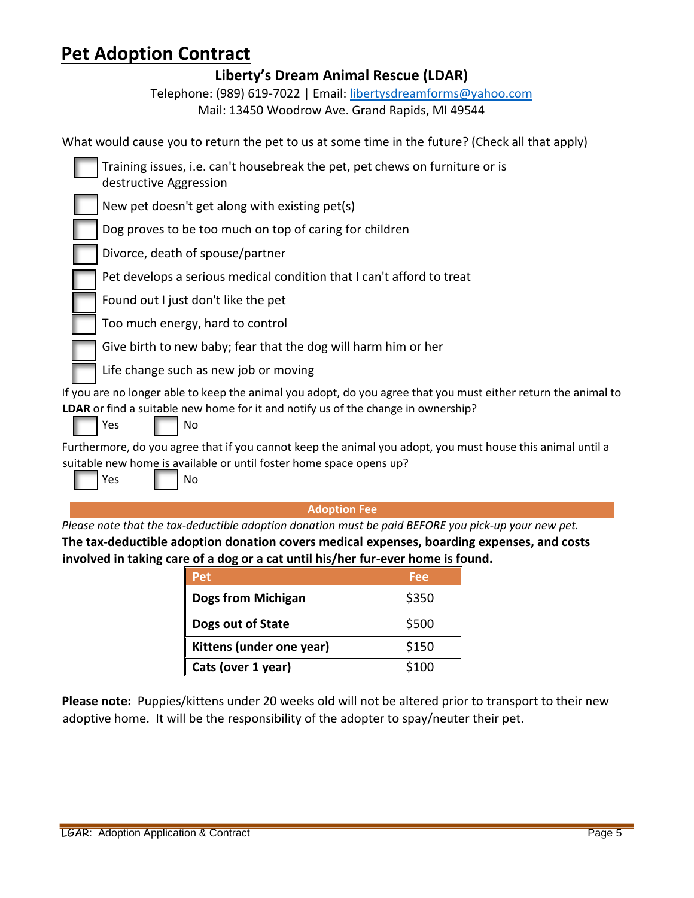# Pet Adoption Contract

**Liberty's Dream Animal Rescue (LDAR)**

Telephone: (989) 619-7022 | Email: libertysdreamforms@yahoo.com

Mail: 13450 Woodrow Ave. Grand Rapids, MI 49544

What would cause you to return the pet to us at some time in the future? (Check all that apply)

- ☐ Training issues, i.e. can't housebreak the pet, pet chews on furniture or is destructive Aggression
- ☐ New pet doesn't get along with existing pet(s)
- ☐ Dog proves to be too much on top of caring for children
- ☐ Divorce, death of spouse/partner
- ☐ Pet develops a serious medical condition that I can't afford to treat
- ☐ Found out I just don't like the pet
- ☐ Too much energy, hard to control
- ☐ Give birth to new baby; fear that the dog will harm him or her
- ☐ Life change such as new job or moving

If you are no longer able to keep the animal you adopt, do you agree that you must either return the animal to **LDAR** or find a suitable new home for it and notify us of the change in ownership?

☐ Yes ☐ No

Furthermore, do you agree that if you cannot keep the animal you adopt, you must house this animal until a suitable new home is available or until foster home space opens up?

☐ Yes ☐ No

## Adoption Fee

*Please note that the tax-deductible adoption donation must be paid BEFORE you pick-up your new pet.*

**The tax-deductible adoption donation covers medical expenses, boarding expenses, and costs involved in taking care of a dog or a cat until his/her fur-ever home is found.**

| Pet | Fee |
|---|---|
| **Dogs from Michigan** | $350 |
| **Dogs out of State** | $500 |
| **Kittens (under one year)** | $150 |
| **Cats (over 1 year)** | $100 |

**Please note:** Puppies/kittens under 20 weeks old will not be altered prior to transport to their new adoptive home. It will be the responsibility of the adopter to spay/neuter their pet.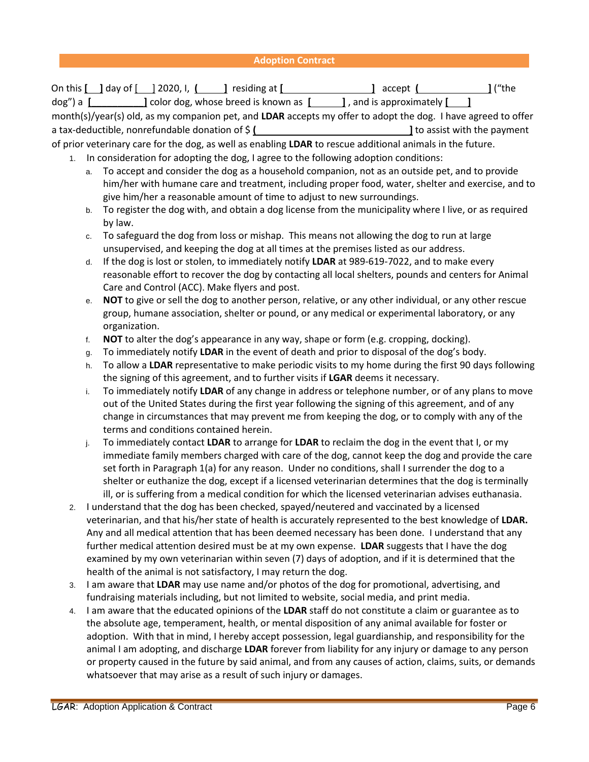## Adoption Contract

On this [   ] day of [   ] 2020, I, (       ] residing at [                    ] accept (                    ] ("the dog") a [           ] color dog, whose breed is known as [        ], and is approximately [     ] month(s)/year(s) old, as my companion pet, and **LDAR** accepts my offer to adopt the dog. I have agreed to offer a tax-deductible, nonrefundable donation of $ (                              ] to assist with the payment of prior veterinary care for the dog, as well as enabling **LDAR** to rescue additional animals in the future.

1. In consideration for adopting the dog, I agree to the following adoption conditions:
   a. To accept and consider the dog as a household companion, not as an outside pet, and to provide him/her with humane care and treatment, including proper food, water, shelter and exercise, and to give him/her a reasonable amount of time to adjust to new surroundings.
   b. To register the dog with, and obtain a dog license from the municipality where I live, or as required by law.
   c. To safeguard the dog from loss or mishap. This means not allowing the dog to run at large unsupervised, and keeping the dog at all times at the premises listed as our address.
   d. If the dog is lost or stolen, to immediately notify **LDAR** at 989-619-7022, and to make every reasonable effort to recover the dog by contacting all local shelters, pounds and centers for Animal Care and Control (ACC). Make flyers and post.
   e. **NOT** to give or sell the dog to another person, relative, or any other individual, or any other rescue group, humane association, shelter or pound, or any medical or experimental laboratory, or any organization.
   f. **NOT** to alter the dog's appearance in any way, shape or form (e.g. cropping, docking).
   g. To immediately notify **LDAR** in the event of death and prior to disposal of the dog's body.
   h. To allow a **LDAR** representative to make periodic visits to my home during the first 90 days following the signing of this agreement, and to further visits if **LGAR** deems it necessary.
   i. To immediately notify **LDAR** of any change in address or telephone number, or of any plans to move out of the United States during the first year following the signing of this agreement, and of any change in circumstances that may prevent me from keeping the dog, or to comply with any of the terms and conditions contained herein.
   j. To immediately contact **LDAR** to arrange for **LDAR** to reclaim the dog in the event that I, or my immediate family members charged with care of the dog, cannot keep the dog and provide the care set forth in Paragraph 1(a) for any reason. Under no conditions, shall I surrender the dog to a shelter or euthanize the dog, except if a licensed veterinarian determines that the dog is terminally ill, or is suffering from a medical condition for which the licensed veterinarian advises euthanasia.
2. I understand that the dog has been checked, spayed/neutered and vaccinated by a licensed veterinarian, and that his/her state of health is accurately represented to the best knowledge of **LDAR.** Any and all medical attention that has been deemed necessary has been done. I understand that any further medical attention desired must be at my own expense. **LDAR** suggests that I have the dog examined by my own veterinarian within seven (7) days of adoption, and if it is determined that the health of the animal is not satisfactory, I may return the dog.
3. I am aware that **LDAR** may use name and/or photos of the dog for promotional, advertising, and fundraising materials including, but not limited to website, social media, and print media.
4. I am aware that the educated opinions of the **LDAR** staff do not constitute a claim or guarantee as to the absolute age, temperament, health, or mental disposition of any animal available for foster or adoption. With that in mind, I hereby accept possession, legal guardianship, and responsibility for the animal I am adopting, and discharge **LDAR** forever from liability for any injury or damage to any person or property caused in the future by said animal, and from any causes of action, claims, suits, or demands whatsoever that may arise as a result of such injury or damages.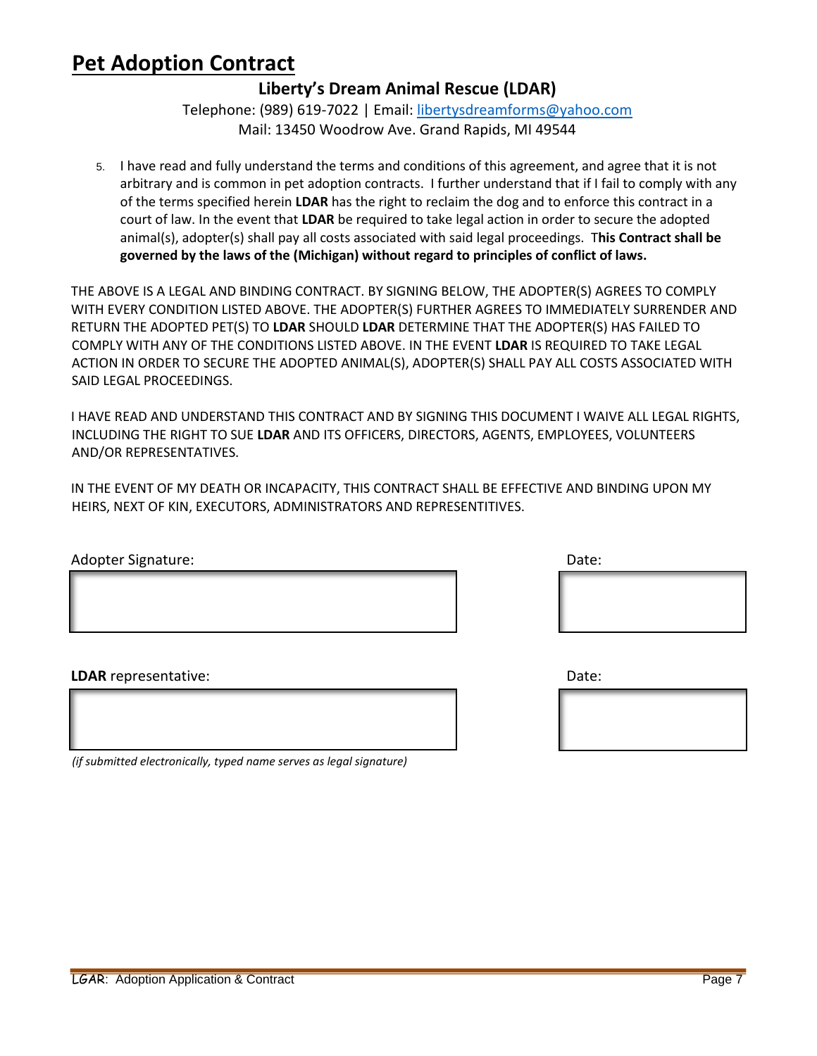# Pet Adoption Contract

## Liberty's Dream Animal Rescue (LDAR)

Telephone: (989) 619-7022 | Email: libertysdreamforms@yahoo.com
Mail: 13450 Woodrow Ave. Grand Rapids, MI 49544

5. I have read and fully understand the terms and conditions of this agreement, and agree that it is not arbitrary and is common in pet adoption contracts. I further understand that if I fail to comply with any of the terms specified herein **LDAR** has the right to reclaim the dog and to enforce this contract in a court of law. In the event that **LDAR** be required to take legal action in order to secure the adopted animal(s), adopter(s) shall pay all costs associated with said legal proceedings. T**his Contract shall be governed by the laws of the (Michigan) without regard to principles of conflict of laws.**

THE ABOVE IS A LEGAL AND BINDING CONTRACT. BY SIGNING BELOW, THE ADOPTER(S) AGREES TO COMPLY WITH EVERY CONDITION LISTED ABOVE. THE ADOPTER(S) FURTHER AGREES TO IMMEDIATELY SURRENDER AND RETURN THE ADOPTED PET(S) TO **LDAR** SHOULD **LDAR** DETERMINE THAT THE ADOPTER(S) HAS FAILED TO COMPLY WITH ANY OF THE CONDITIONS LISTED ABOVE. IN THE EVENT **LDAR** IS REQUIRED TO TAKE LEGAL ACTION IN ORDER TO SECURE THE ADOPTED ANIMAL(S), ADOPTER(S) SHALL PAY ALL COSTS ASSOCIATED WITH SAID LEGAL PROCEEDINGS.

I HAVE READ AND UNDERSTAND THIS CONTRACT AND BY SIGNING THIS DOCUMENT I WAIVE ALL LEGAL RIGHTS, INCLUDING THE RIGHT TO SUE **LDAR** AND ITS OFFICERS, DIRECTORS, AGENTS, EMPLOYEES, VOLUNTEERS AND/OR REPRESENTATIVES.

IN THE EVENT OF MY DEATH OR INCAPACITY, THIS CONTRACT SHALL BE EFFECTIVE AND BINDING UPON MY HEIRS, NEXT OF KIN, EXECUTORS, ADMINISTRATORS AND REPRESENTITIVES.

Adopter Signature: Date:

**LDAR** representative: Date:

*(if submitted electronically, typed name serves as legal signature)*